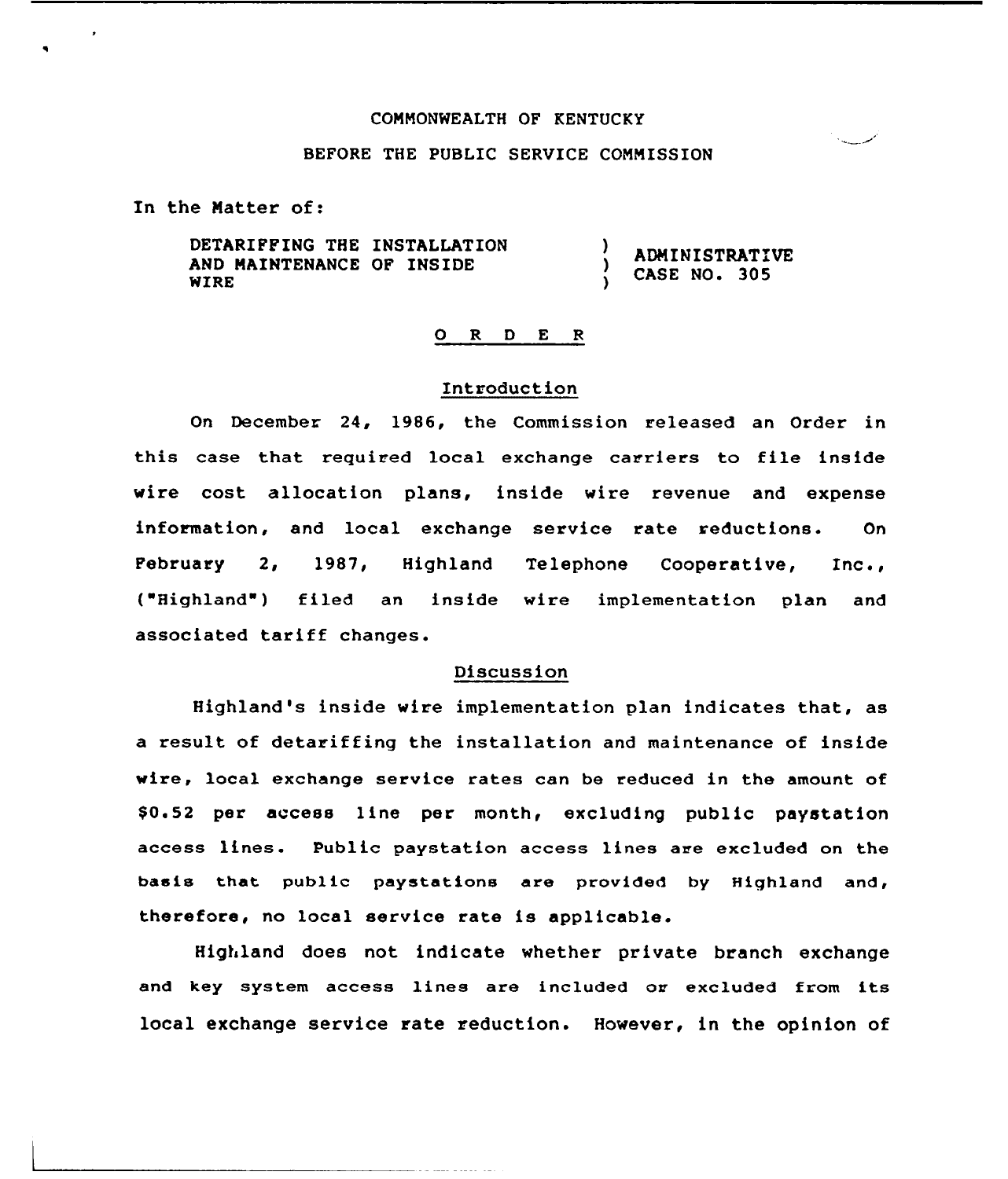COMMONWEALTH OF KENTUCKY

BEFORE THE PUBLIC SERVICE COMMISSION

In the Matter of:

| | | |
|---|---|---|
| DETARIFFING THE INSTALLATION AND MAINTENANCE OF INSIDE WIRE | ) ) ) | ADMINISTRATIVE CASE NO. 305 |

## O R D E R

### Introduction

On December 24, 1986, the Commission released an Order in this case that required local exchange carriers to file inside wire cost allocation plans, inside wire revenue and expense information, and local exchange service rate reductions. On February 2, 1987, Highland Telephone Cooperative, Inc., ("Highland") filed an inside wire implementation plan and associated tariff changes.

### Discussion

Highland's inside wire implementation plan indicates that, as a result of detariffing the installation and maintenance of inside wire, local exchange service rates can be reduced in the amount of $0.52 per access line per month, excluding public paystation access lines. Public paystation access lines are excluded on the basis that public paystations are provided by Highland and, therefore, no local service rate is applicable.

Highland does not indicate whether private branch exchange and key system access lines are included or excluded from its local exchange service rate reduction. However, in the opinion of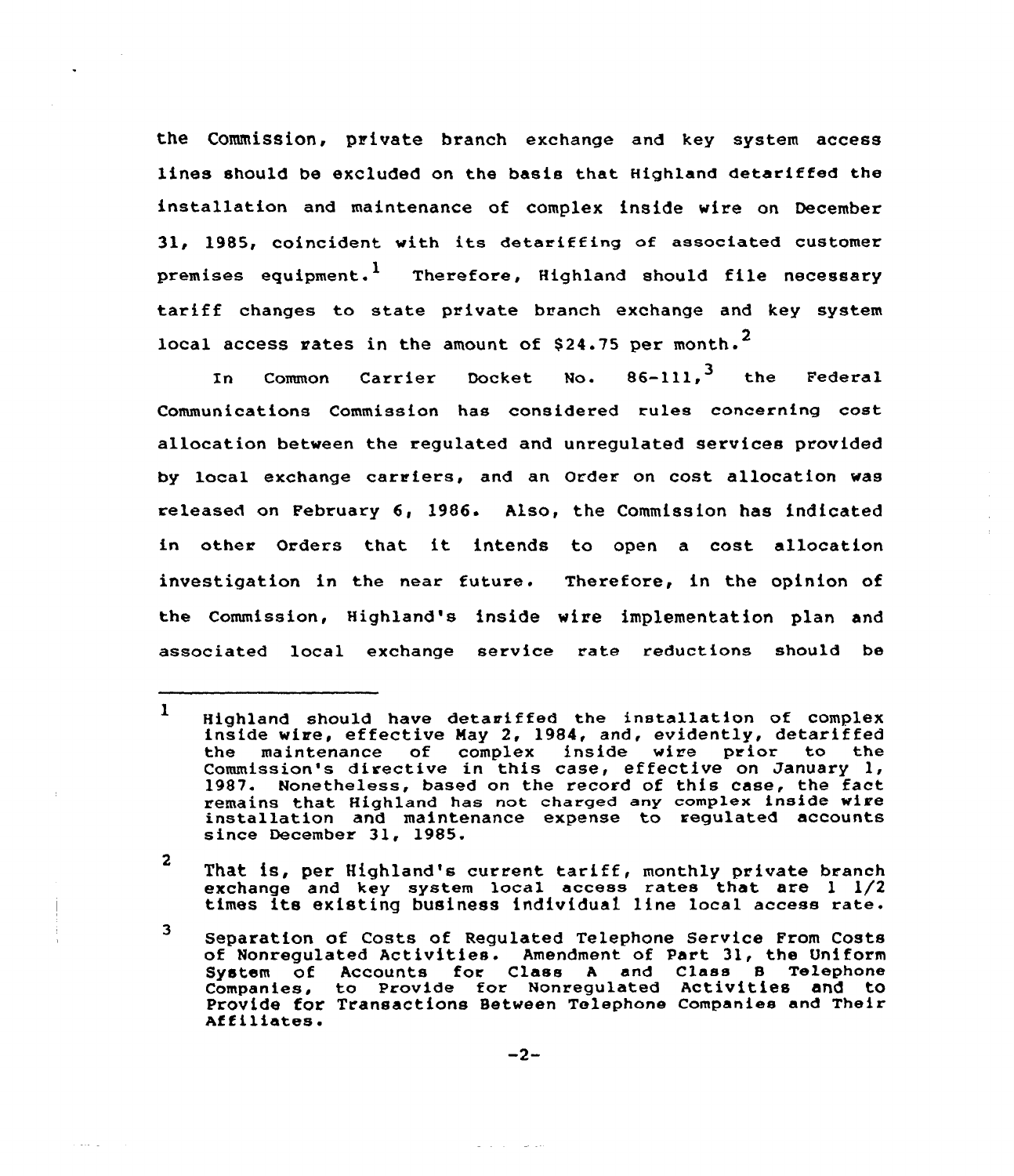the Commission, private branch exchange and key system access lines should be excluded on the basis that Highland detariffed the installation and maintenance of complex inside wire on December 31, 1985, coincident with its detariffing of associated customer premises equipment.[1] Therefore, Highland should file necessary tariff changes to state private branch exchange and key system local access rates in the amount of $24.75 per month.[2]

In Common Carrier Docket No. 86-111,[3] the Federal Communications Commission has considered rules concerning cost allocation between the regulated and unregulated services provided by local exchange carriers, and an Order on cost allocation was released on February 6, 1986. Also, the Commission has indicated in other Orders that it intends to open a cost allocation investigation in the near future. Therefore, in the opinion of the Commission, Highland's inside wire implementation plan and associated local exchange service rate reductions should be

---

[1] Highland should have detariffed the installation of complex inside wire, effective May 2, 1984, and, evidently, detariffed the maintenance of complex inside wire prior to the Commission's directive in this case, effective on January 1, 1987. Nonetheless, based on the record of this case, the fact remains that Highland has not charged any complex inside wire installation and maintenance expense to regulated accounts since December 31, 1985.

[2] That is, per Highland's current tariff, monthly private branch exchange and key system local access rates that are 1 1/2 times its existing business individual line local access rate.

[3] Separation of Costs of Regulated Telephone Service From Costs of Nonregulated Activities. Amendment of Part 31, the Uniform System of Accounts for Class A and Class B Telephone Companies, to Provide for Nonregulated Activities and to Provide for Transactions Between Telephone Companies and Their Affiliates.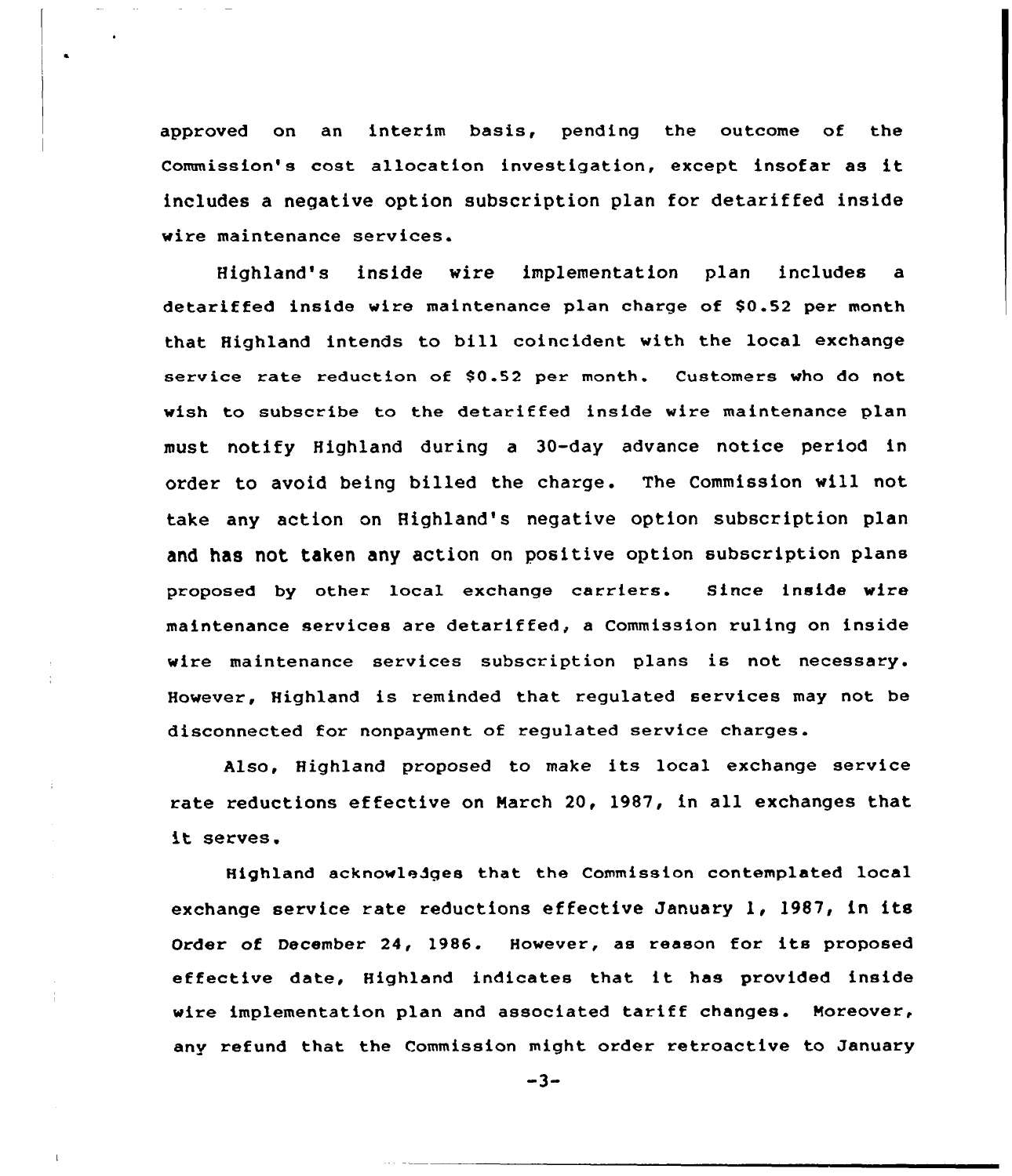approved on an interim basis, pending the outcome of the Commission's cost allocation investigation, except insofar as it includes a negative option subscription plan for detariffed inside wire maintenance services.

Highland's inside wire implementation plan includes a detariffed inside wire maintenance plan charge of $0.52 per month that Highland intends to bill coincident with the local exchange service rate reduction of $0.52 per month. Customers who do not wish to subscribe to the detariffed inside wire maintenance plan must notify Highland during a 30-day advance notice period in order to avoid being billed the charge. The Commission will not take any action on Highland's negative option subscription plan and has not taken any action on positive option subscription plans proposed by other local exchange carriers. Since inside wire maintenance services are detariffed, a Commission ruling on inside wire maintenance services subscription plans is not necessary. However, Highland is reminded that regulated services may not be disconnected for nonpayment of regulated service charges.

Also, Highland proposed to make its local exchange service rate reductions effective on March 20, 1987, in all exchanges that it serves.

Highland acknowledges that the Commission contemplated local exchange service rate reductions effective January 1, 1987, in its Order of December 24, 1986. However, as reason for its proposed effective date, Highland indicates that it has provided inside wire implementation plan and associated tariff changes. Moreover, any refund that the Commission might order retroactive to January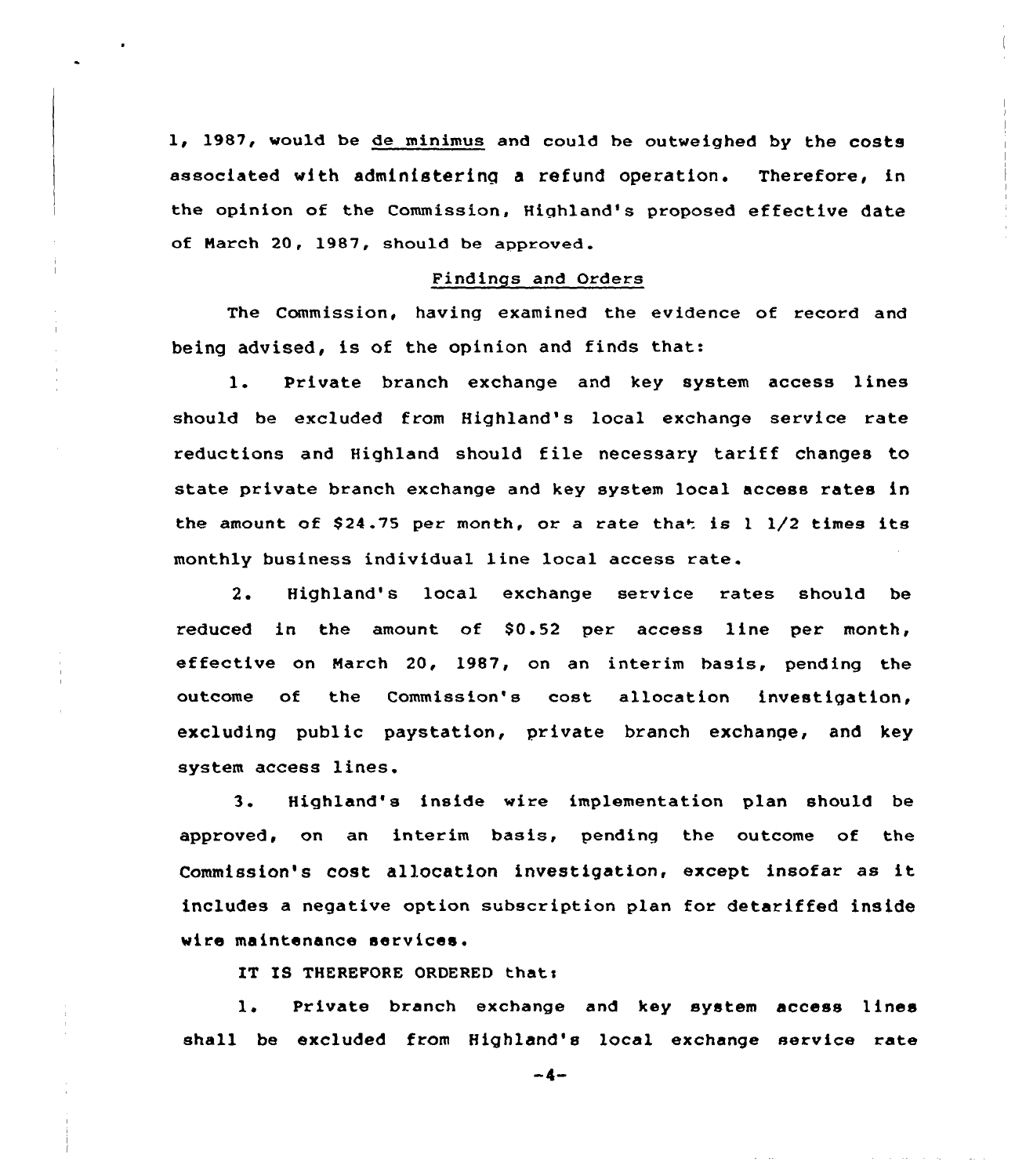1, 1987, would be de minimus and could be outweighed by the costs associated with administering a refund operation. Therefore, in the opinion of the Commission, Highland's proposed effective date of March 20, 1987, should be approved.

## Findings and Orders

The Commission, having examined the evidence of record and being advised, is of the opinion and finds that:

1. Private branch exchange and key system access lines should be excluded from Highland's local exchange service rate reductions and Highland should file necessary tariff changes to state private branch exchange and key system local access rates in the amount of $24.75 per month, or a rate that is 1 1/2 times its monthly business individual line local access rate.

2. Highland's local exchange service rates should be reduced in the amount of $0.52 per access line per month, effective on March 20, 1987, on an interim basis, pending the outcome of the Commission's cost allocation investigation, excluding public paystation, private branch exchange, and key system access lines.

3. Highland's inside wire implementation plan should be approved, on an interim basis, pending the outcome of the Commission's cost allocation investigation, except insofar as it includes a negative option subscription plan for detariffed inside wire maintenance services.

IT IS THEREFORE ORDERED that:

1. Private branch exchange and key system access lines shall be excluded from Highland's local exchange service rate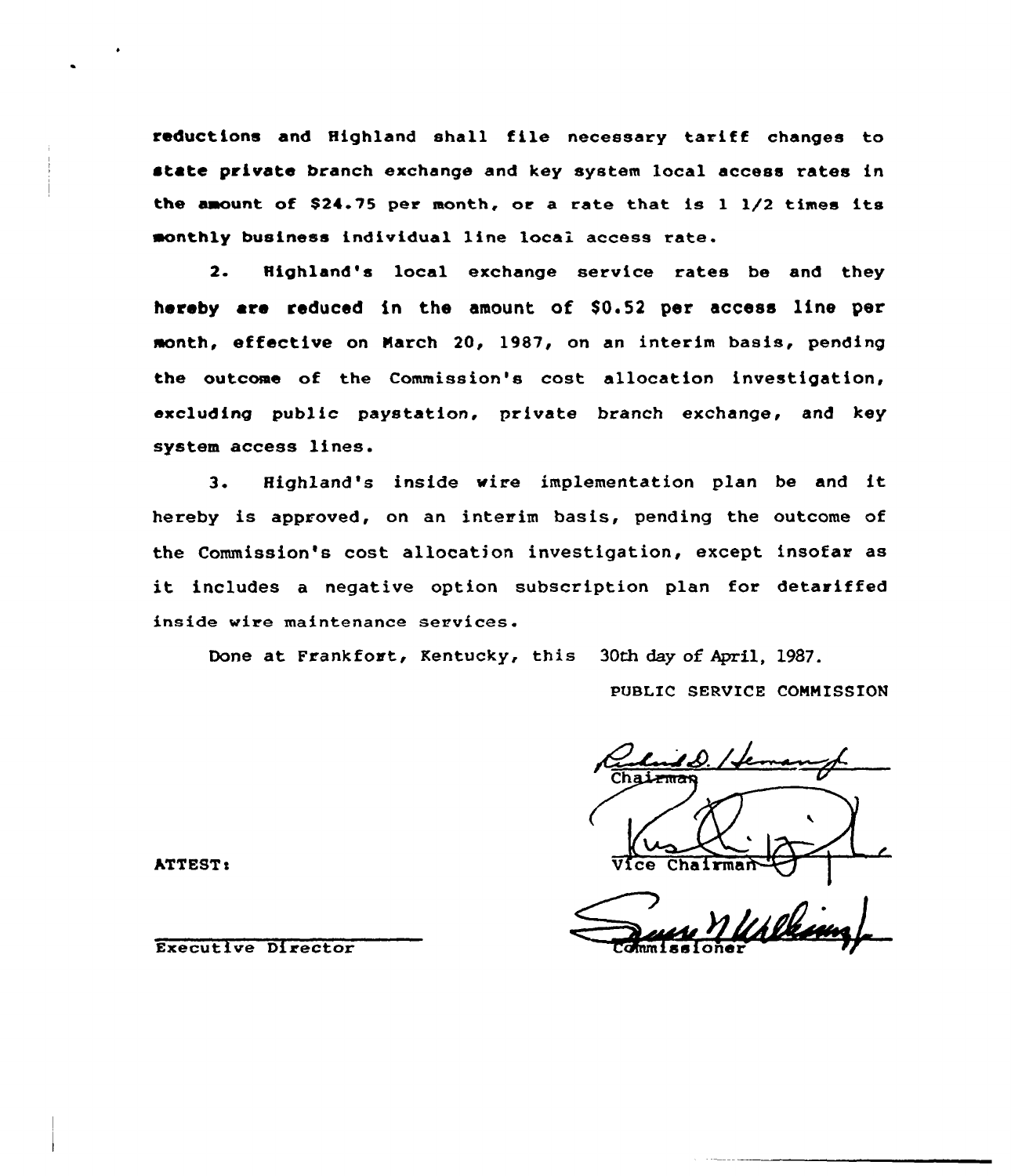reductions and Highland shall file necessary tariff changes to state private branch exchange and key system local access rates in the amount of $24.75 per month, or a rate that is 1 1/2 times its monthly business individual line local access rate.

2. Highland's local exchange service rates be and they hereby are reduced in the amount of $0.52 per access line per month, effective on March 20, 1987, on an interim basis, pending the outcome of the Commission's cost allocation investigation, excluding public paystation, private branch exchange, and key system access lines.

3. Highland's inside wire implementation plan be and it hereby is approved, on an interim basis, pending the outcome of the Commission's cost allocation investigation, except insofar as it includes a negative option subscription plan for detariffed inside wire maintenance services.

Done at Frankfort, Kentucky, this 30th day of April, 1987.

PUBLIC SERVICE COMMISSION

Chairman

Vice Chairman

Commissioner

ATTEST:

Executive Director